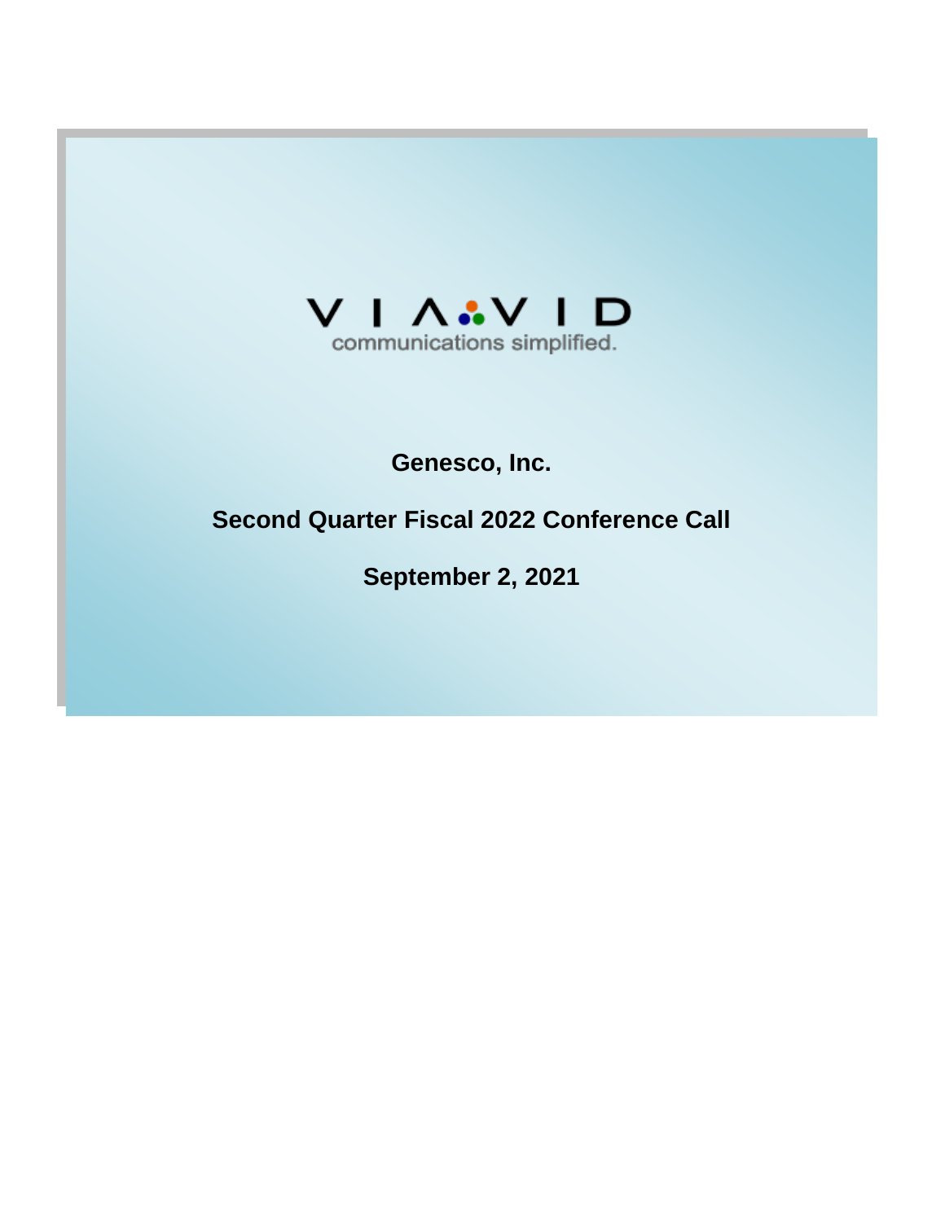VIAVID
communications simplified.

# Genesco, Inc.

## Second Quarter Fiscal 2022 Conference Call

## September 2, 2021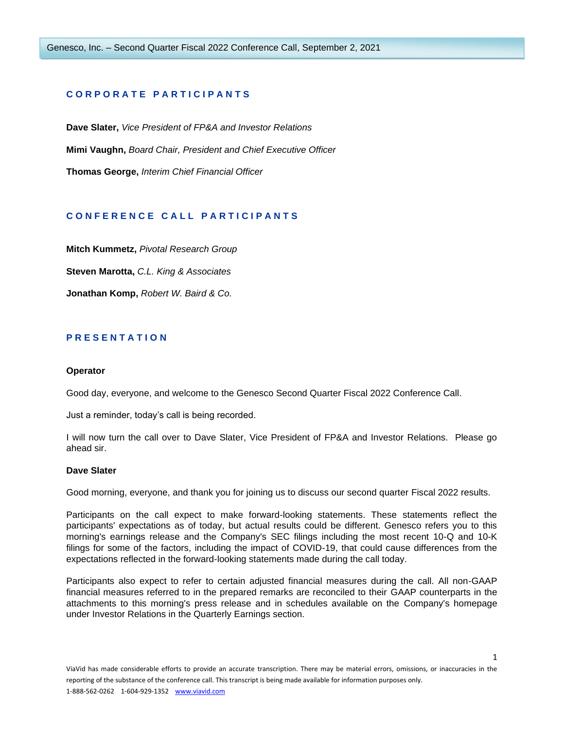## CORPORATE PARTICIPANTS

**Dave Slater,** *Vice President of FP&A and Investor Relations*

**Mimi Vaughn,** *Board Chair, President and Chief Executive Officer*

**Thomas George,** *Interim Chief Financial Officer*

## CONFERENCE CALL PARTICIPANTS

**Mitch Kummetz,** *Pivotal Research Group*

**Steven Marotta,** *C.L. King & Associates*

**Jonathan Komp,** *Robert W. Baird & Co.*

## PRESENTATION

**Operator**

Good day, everyone, and welcome to the Genesco Second Quarter Fiscal 2022 Conference Call.

Just a reminder, today's call is being recorded.

I will now turn the call over to Dave Slater, Vice President of FP&A and Investor Relations. Please go ahead sir.

**Dave Slater**

Good morning, everyone, and thank you for joining us to discuss our second quarter Fiscal 2022 results.

Participants on the call expect to make forward-looking statements. These statements reflect the participants' expectations as of today, but actual results could be different. Genesco refers you to this morning's earnings release and the Company's SEC filings including the most recent 10-Q and 10-K filings for some of the factors, including the impact of COVID-19, that could cause differences from the expectations reflected in the forward-looking statements made during the call today.

Participants also expect to refer to certain adjusted financial measures during the call. All non-GAAP financial measures referred to in the prepared remarks are reconciled to their GAAP counterparts in the attachments to this morning's press release and in schedules available on the Company's homepage under Investor Relations in the Quarterly Earnings section.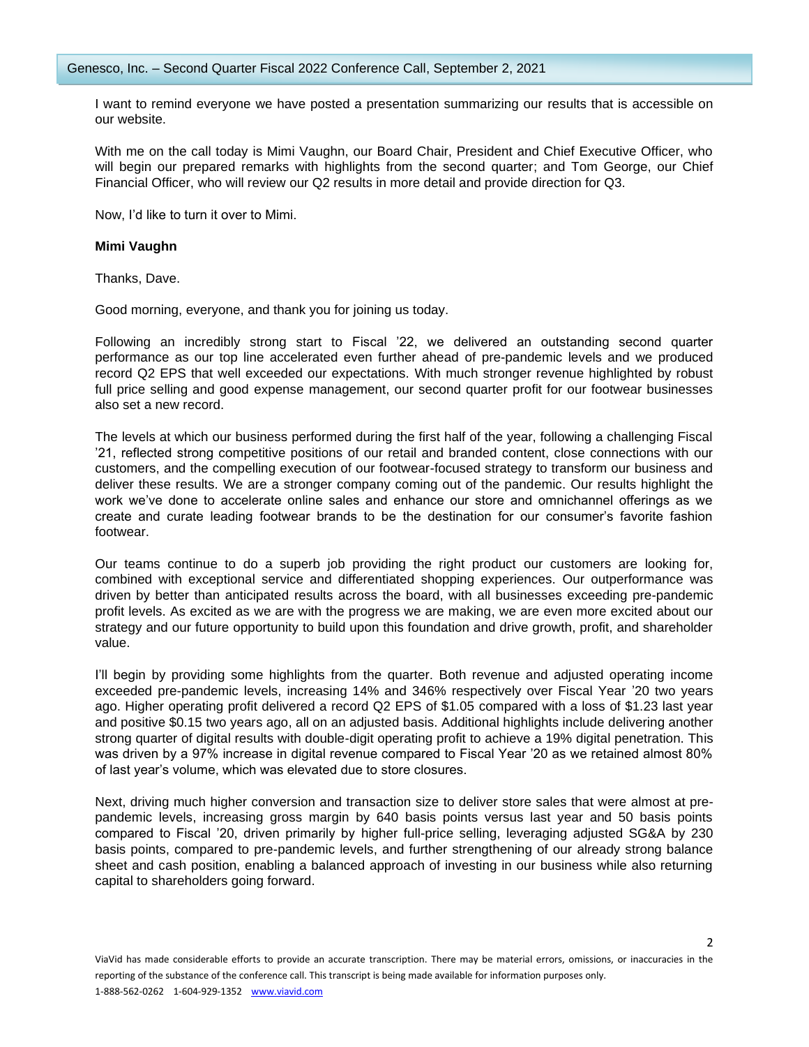I want to remind everyone we have posted a presentation summarizing our results that is accessible on our website.

With me on the call today is Mimi Vaughn, our Board Chair, President and Chief Executive Officer, who will begin our prepared remarks with highlights from the second quarter; and Tom George, our Chief Financial Officer, who will review our Q2 results in more detail and provide direction for Q3.

Now, I'd like to turn it over to Mimi.

**Mimi Vaughn**

Thanks, Dave.

Good morning, everyone, and thank you for joining us today.

Following an incredibly strong start to Fiscal '22, we delivered an outstanding second quarter performance as our top line accelerated even further ahead of pre-pandemic levels and we produced record Q2 EPS that well exceeded our expectations. With much stronger revenue highlighted by robust full price selling and good expense management, our second quarter profit for our footwear businesses also set a new record.

The levels at which our business performed during the first half of the year, following a challenging Fiscal '21, reflected strong competitive positions of our retail and branded content, close connections with our customers, and the compelling execution of our footwear-focused strategy to transform our business and deliver these results. We are a stronger company coming out of the pandemic. Our results highlight the work we've done to accelerate online sales and enhance our store and omnichannel offerings as we create and curate leading footwear brands to be the destination for our consumer's favorite fashion footwear.

Our teams continue to do a superb job providing the right product our customers are looking for, combined with exceptional service and differentiated shopping experiences. Our outperformance was driven by better than anticipated results across the board, with all businesses exceeding pre-pandemic profit levels. As excited as we are with the progress we are making, we are even more excited about our strategy and our future opportunity to build upon this foundation and drive growth, profit, and shareholder value.

I'll begin by providing some highlights from the quarter. Both revenue and adjusted operating income exceeded pre-pandemic levels, increasing 14% and 346% respectively over Fiscal Year '20 two years ago. Higher operating profit delivered a record Q2 EPS of $1.05 compared with a loss of $1.23 last year and positive $0.15 two years ago, all on an adjusted basis. Additional highlights include delivering another strong quarter of digital results with double-digit operating profit to achieve a 19% digital penetration. This was driven by a 97% increase in digital revenue compared to Fiscal Year '20 as we retained almost 80% of last year's volume, which was elevated due to store closures.

Next, driving much higher conversion and transaction size to deliver store sales that were almost at pre-pandemic levels, increasing gross margin by 640 basis points versus last year and 50 basis points compared to Fiscal '20, driven primarily by higher full-price selling, leveraging adjusted SG&A by 230 basis points, compared to pre-pandemic levels, and further strengthening of our already strong balance sheet and cash position, enabling a balanced approach of investing in our business while also returning capital to shareholders going forward.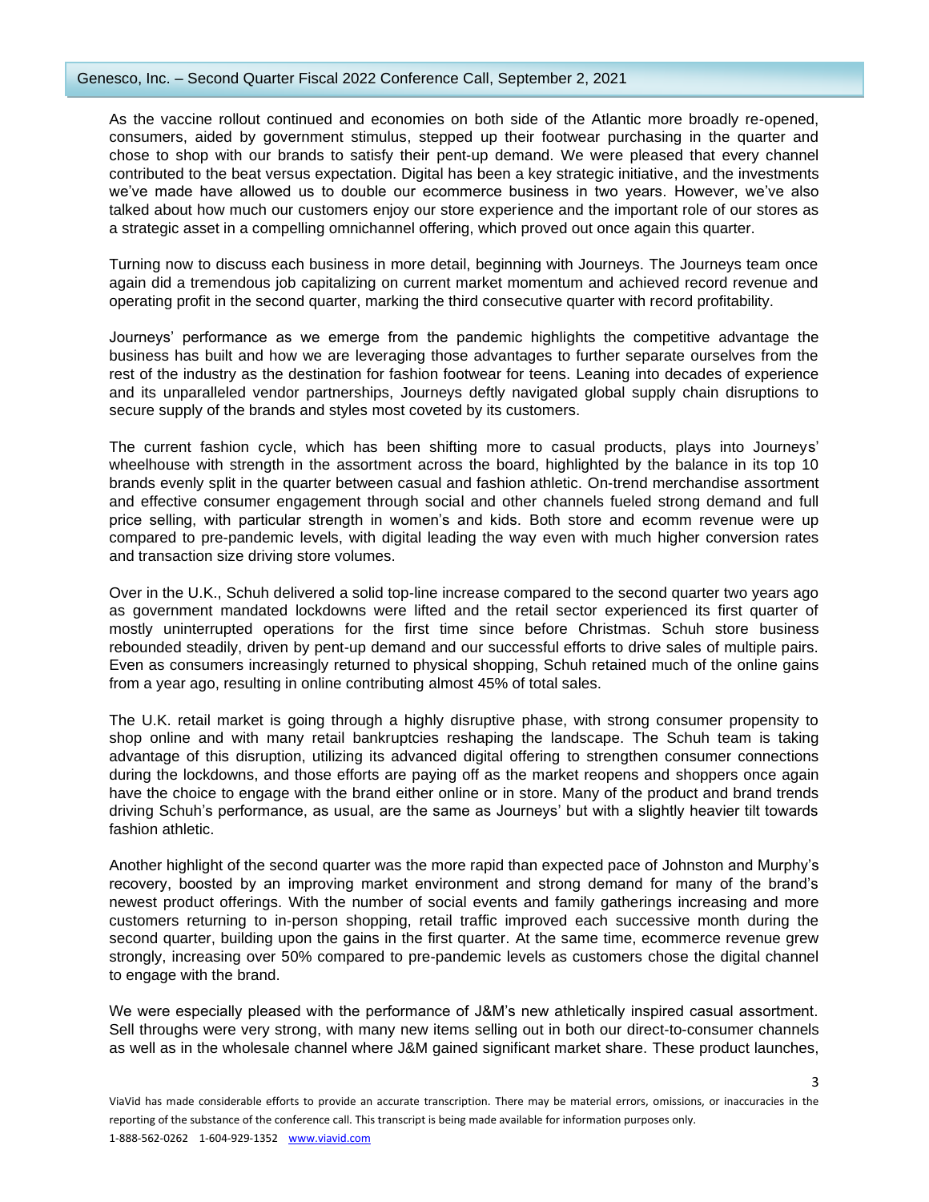As the vaccine rollout continued and economies on both side of the Atlantic more broadly re-opened, consumers, aided by government stimulus, stepped up their footwear purchasing in the quarter and chose to shop with our brands to satisfy their pent-up demand. We were pleased that every channel contributed to the beat versus expectation. Digital has been a key strategic initiative, and the investments we've made have allowed us to double our ecommerce business in two years. However, we've also talked about how much our customers enjoy our store experience and the important role of our stores as a strategic asset in a compelling omnichannel offering, which proved out once again this quarter.

Turning now to discuss each business in more detail, beginning with Journeys. The Journeys team once again did a tremendous job capitalizing on current market momentum and achieved record revenue and operating profit in the second quarter, marking the third consecutive quarter with record profitability.

Journeys' performance as we emerge from the pandemic highlights the competitive advantage the business has built and how we are leveraging those advantages to further separate ourselves from the rest of the industry as the destination for fashion footwear for teens. Leaning into decades of experience and its unparalleled vendor partnerships, Journeys deftly navigated global supply chain disruptions to secure supply of the brands and styles most coveted by its customers.

The current fashion cycle, which has been shifting more to casual products, plays into Journeys' wheelhouse with strength in the assortment across the board, highlighted by the balance in its top 10 brands evenly split in the quarter between casual and fashion athletic. On-trend merchandise assortment and effective consumer engagement through social and other channels fueled strong demand and full price selling, with particular strength in women's and kids. Both store and ecomm revenue were up compared to pre-pandemic levels, with digital leading the way even with much higher conversion rates and transaction size driving store volumes.

Over in the U.K., Schuh delivered a solid top-line increase compared to the second quarter two years ago as government mandated lockdowns were lifted and the retail sector experienced its first quarter of mostly uninterrupted operations for the first time since before Christmas. Schuh store business rebounded steadily, driven by pent-up demand and our successful efforts to drive sales of multiple pairs. Even as consumers increasingly returned to physical shopping, Schuh retained much of the online gains from a year ago, resulting in online contributing almost 45% of total sales.

The U.K. retail market is going through a highly disruptive phase, with strong consumer propensity to shop online and with many retail bankruptcies reshaping the landscape. The Schuh team is taking advantage of this disruption, utilizing its advanced digital offering to strengthen consumer connections during the lockdowns, and those efforts are paying off as the market reopens and shoppers once again have the choice to engage with the brand either online or in store. Many of the product and brand trends driving Schuh's performance, as usual, are the same as Journeys' but with a slightly heavier tilt towards fashion athletic.

Another highlight of the second quarter was the more rapid than expected pace of Johnston and Murphy's recovery, boosted by an improving market environment and strong demand for many of the brand's newest product offerings. With the number of social events and family gatherings increasing and more customers returning to in-person shopping, retail traffic improved each successive month during the second quarter, building upon the gains in the first quarter. At the same time, ecommerce revenue grew strongly, increasing over 50% compared to pre-pandemic levels as customers chose the digital channel to engage with the brand.

We were especially pleased with the performance of J&M's new athletically inspired casual assortment. Sell throughs were very strong, with many new items selling out in both our direct-to-consumer channels as well as in the wholesale channel where J&M gained significant market share. These product launches,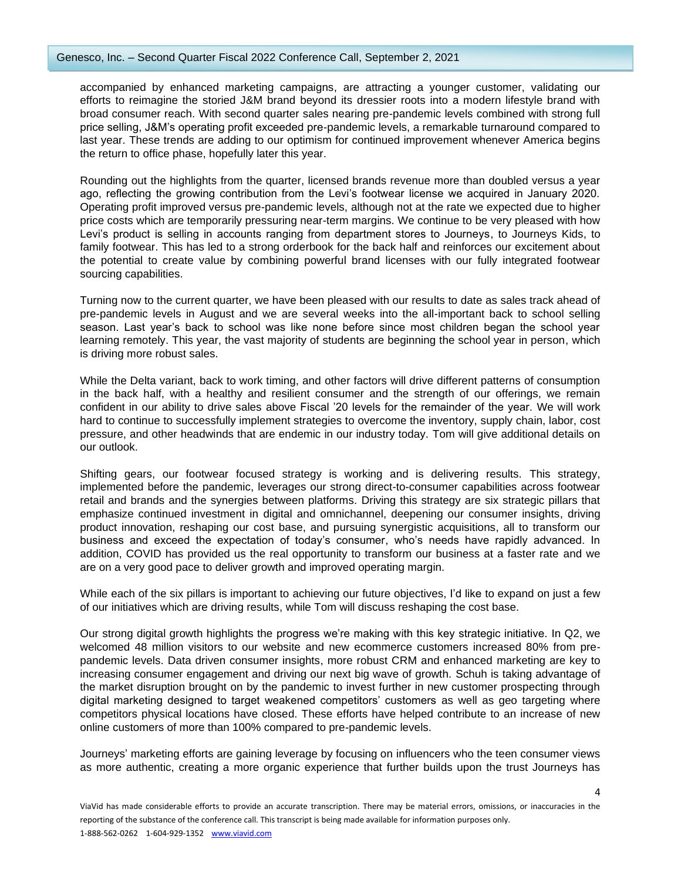accompanied by enhanced marketing campaigns, are attracting a younger customer, validating our efforts to reimagine the storied J&M brand beyond its dressier roots into a modern lifestyle brand with broad consumer reach. With second quarter sales nearing pre-pandemic levels combined with strong full price selling, J&M's operating profit exceeded pre-pandemic levels, a remarkable turnaround compared to last year. These trends are adding to our optimism for continued improvement whenever America begins the return to office phase, hopefully later this year.

Rounding out the highlights from the quarter, licensed brands revenue more than doubled versus a year ago, reflecting the growing contribution from the Levi's footwear license we acquired in January 2020. Operating profit improved versus pre-pandemic levels, although not at the rate we expected due to higher price costs which are temporarily pressuring near-term margins. We continue to be very pleased with how Levi's product is selling in accounts ranging from department stores to Journeys, to Journeys Kids, to family footwear. This has led to a strong orderbook for the back half and reinforces our excitement about the potential to create value by combining powerful brand licenses with our fully integrated footwear sourcing capabilities.

Turning now to the current quarter, we have been pleased with our results to date as sales track ahead of pre-pandemic levels in August and we are several weeks into the all-important back to school selling season. Last year's back to school was like none before since most children began the school year learning remotely. This year, the vast majority of students are beginning the school year in person, which is driving more robust sales.

While the Delta variant, back to work timing, and other factors will drive different patterns of consumption in the back half, with a healthy and resilient consumer and the strength of our offerings, we remain confident in our ability to drive sales above Fiscal '20 levels for the remainder of the year. We will work hard to continue to successfully implement strategies to overcome the inventory, supply chain, labor, cost pressure, and other headwinds that are endemic in our industry today. Tom will give additional details on our outlook.

Shifting gears, our footwear focused strategy is working and is delivering results. This strategy, implemented before the pandemic, leverages our strong direct-to-consumer capabilities across footwear retail and brands and the synergies between platforms. Driving this strategy are six strategic pillars that emphasize continued investment in digital and omnichannel, deepening our consumer insights, driving product innovation, reshaping our cost base, and pursuing synergistic acquisitions, all to transform our business and exceed the expectation of today's consumer, who's needs have rapidly advanced. In addition, COVID has provided us the real opportunity to transform our business at a faster rate and we are on a very good pace to deliver growth and improved operating margin.

While each of the six pillars is important to achieving our future objectives, I'd like to expand on just a few of our initiatives which are driving results, while Tom will discuss reshaping the cost base.

Our strong digital growth highlights the progress we're making with this key strategic initiative. In Q2, we welcomed 48 million visitors to our website and new ecommerce customers increased 80% from pre-pandemic levels. Data driven consumer insights, more robust CRM and enhanced marketing are key to increasing consumer engagement and driving our next big wave of growth. Schuh is taking advantage of the market disruption brought on by the pandemic to invest further in new customer prospecting through digital marketing designed to target weakened competitors' customers as well as geo targeting where competitors physical locations have closed. These efforts have helped contribute to an increase of new online customers of more than 100% compared to pre-pandemic levels.

Journeys' marketing efforts are gaining leverage by focusing on influencers who the teen consumer views as more authentic, creating a more organic experience that further builds upon the trust Journeys has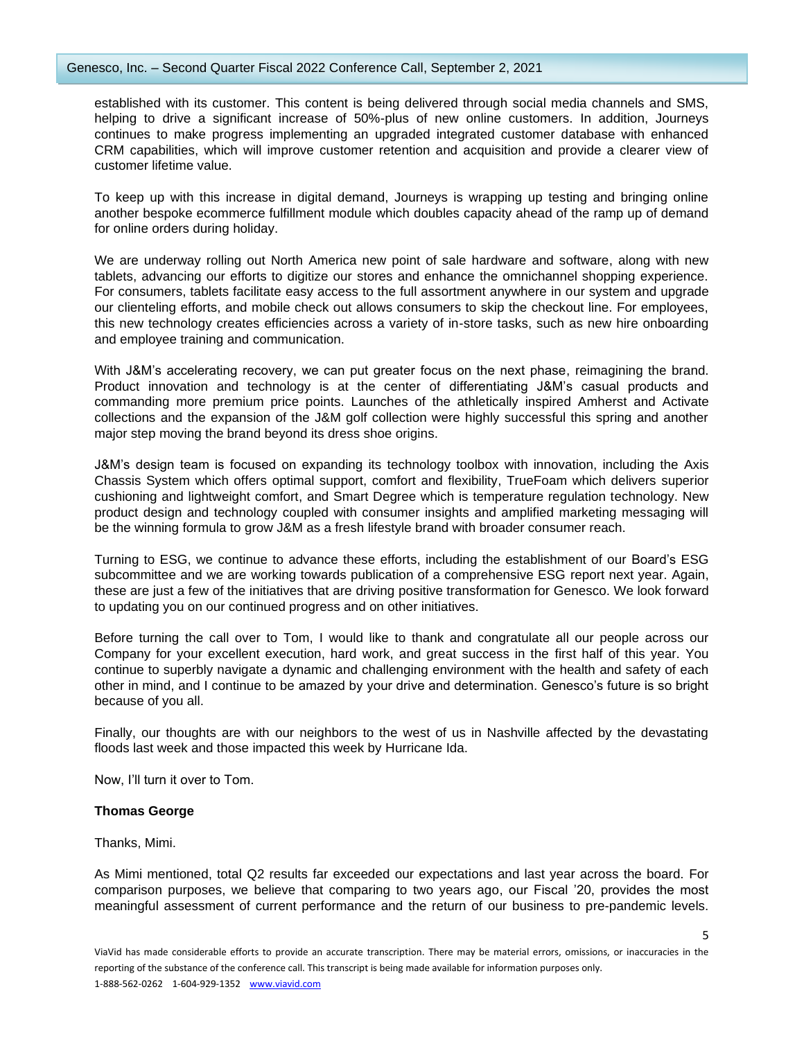established with its customer. This content is being delivered through social media channels and SMS, helping to drive a significant increase of 50%-plus of new online customers. In addition, Journeys continues to make progress implementing an upgraded integrated customer database with enhanced CRM capabilities, which will improve customer retention and acquisition and provide a clearer view of customer lifetime value.

To keep up with this increase in digital demand, Journeys is wrapping up testing and bringing online another bespoke ecommerce fulfillment module which doubles capacity ahead of the ramp up of demand for online orders during holiday.

We are underway rolling out North America new point of sale hardware and software, along with new tablets, advancing our efforts to digitize our stores and enhance the omnichannel shopping experience. For consumers, tablets facilitate easy access to the full assortment anywhere in our system and upgrade our clienteling efforts, and mobile check out allows consumers to skip the checkout line. For employees, this new technology creates efficiencies across a variety of in-store tasks, such as new hire onboarding and employee training and communication.

With J&M's accelerating recovery, we can put greater focus on the next phase, reimagining the brand. Product innovation and technology is at the center of differentiating J&M's casual products and commanding more premium price points. Launches of the athletically inspired Amherst and Activate collections and the expansion of the J&M golf collection were highly successful this spring and another major step moving the brand beyond its dress shoe origins.

J&M's design team is focused on expanding its technology toolbox with innovation, including the Axis Chassis System which offers optimal support, comfort and flexibility, TrueFoam which delivers superior cushioning and lightweight comfort, and Smart Degree which is temperature regulation technology. New product design and technology coupled with consumer insights and amplified marketing messaging will be the winning formula to grow J&M as a fresh lifestyle brand with broader consumer reach.

Turning to ESG, we continue to advance these efforts, including the establishment of our Board's ESG subcommittee and we are working towards publication of a comprehensive ESG report next year. Again, these are just a few of the initiatives that are driving positive transformation for Genesco. We look forward to updating you on our continued progress and on other initiatives.

Before turning the call over to Tom, I would like to thank and congratulate all our people across our Company for your excellent execution, hard work, and great success in the first half of this year. You continue to superbly navigate a dynamic and challenging environment with the health and safety of each other in mind, and I continue to be amazed by your drive and determination. Genesco's future is so bright because of you all.

Finally, our thoughts are with our neighbors to the west of us in Nashville affected by the devastating floods last week and those impacted this week by Hurricane Ida.

Now, I'll turn it over to Tom.

**Thomas George**

Thanks, Mimi.

As Mimi mentioned, total Q2 results far exceeded our expectations and last year across the board. For comparison purposes, we believe that comparing to two years ago, our Fiscal '20, provides the most meaningful assessment of current performance and the return of our business to pre-pandemic levels.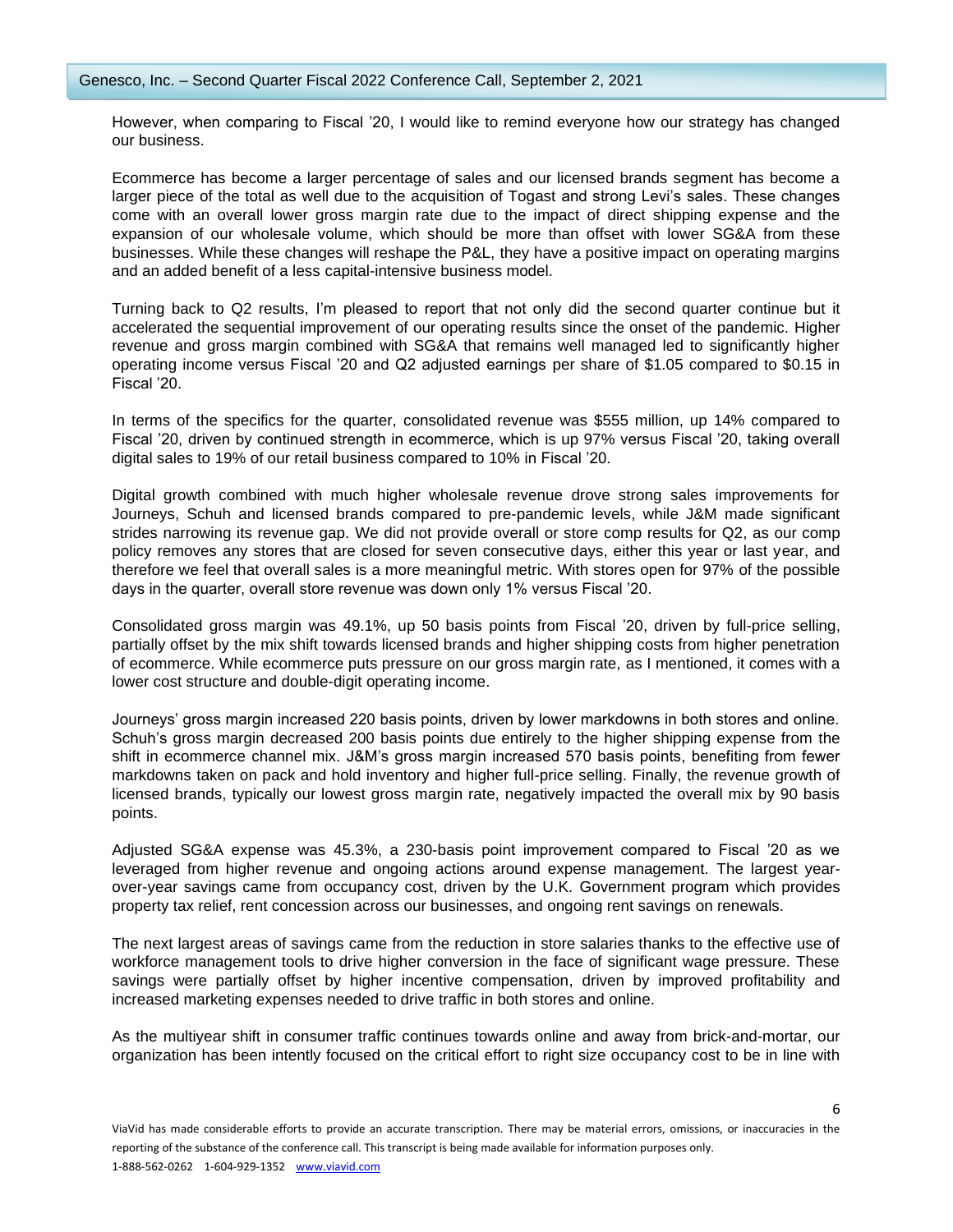However, when comparing to Fiscal '20, I would like to remind everyone how our strategy has changed our business.

Ecommerce has become a larger percentage of sales and our licensed brands segment has become a larger piece of the total as well due to the acquisition of Togast and strong Levi's sales. These changes come with an overall lower gross margin rate due to the impact of direct shipping expense and the expansion of our wholesale volume, which should be more than offset with lower SG&A from these businesses. While these changes will reshape the P&L, they have a positive impact on operating margins and an added benefit of a less capital-intensive business model.

Turning back to Q2 results, I'm pleased to report that not only did the second quarter continue but it accelerated the sequential improvement of our operating results since the onset of the pandemic. Higher revenue and gross margin combined with SG&A that remains well managed led to significantly higher operating income versus Fiscal '20 and Q2 adjusted earnings per share of $1.05 compared to $0.15 in Fiscal '20.

In terms of the specifics for the quarter, consolidated revenue was $555 million, up 14% compared to Fiscal '20, driven by continued strength in ecommerce, which is up 97% versus Fiscal '20, taking overall digital sales to 19% of our retail business compared to 10% in Fiscal '20.

Digital growth combined with much higher wholesale revenue drove strong sales improvements for Journeys, Schuh and licensed brands compared to pre-pandemic levels, while J&M made significant strides narrowing its revenue gap. We did not provide overall or store comp results for Q2, as our comp policy removes any stores that are closed for seven consecutive days, either this year or last year, and therefore we feel that overall sales is a more meaningful metric. With stores open for 97% of the possible days in the quarter, overall store revenue was down only 1% versus Fiscal '20.

Consolidated gross margin was 49.1%, up 50 basis points from Fiscal '20, driven by full-price selling, partially offset by the mix shift towards licensed brands and higher shipping costs from higher penetration of ecommerce. While ecommerce puts pressure on our gross margin rate, as I mentioned, it comes with a lower cost structure and double-digit operating income.

Journeys' gross margin increased 220 basis points, driven by lower markdowns in both stores and online. Schuh's gross margin decreased 200 basis points due entirely to the higher shipping expense from the shift in ecommerce channel mix. J&M's gross margin increased 570 basis points, benefiting from fewer markdowns taken on pack and hold inventory and higher full-price selling. Finally, the revenue growth of licensed brands, typically our lowest gross margin rate, negatively impacted the overall mix by 90 basis points.

Adjusted SG&A expense was 45.3%, a 230-basis point improvement compared to Fiscal '20 as we leveraged from higher revenue and ongoing actions around expense management. The largest year-over-year savings came from occupancy cost, driven by the U.K. Government program which provides property tax relief, rent concession across our businesses, and ongoing rent savings on renewals.

The next largest areas of savings came from the reduction in store salaries thanks to the effective use of workforce management tools to drive higher conversion in the face of significant wage pressure. These savings were partially offset by higher incentive compensation, driven by improved profitability and increased marketing expenses needed to drive traffic in both stores and online.

As the multiyear shift in consumer traffic continues towards online and away from brick-and-mortar, our organization has been intently focused on the critical effort to right size occupancy cost to be in line with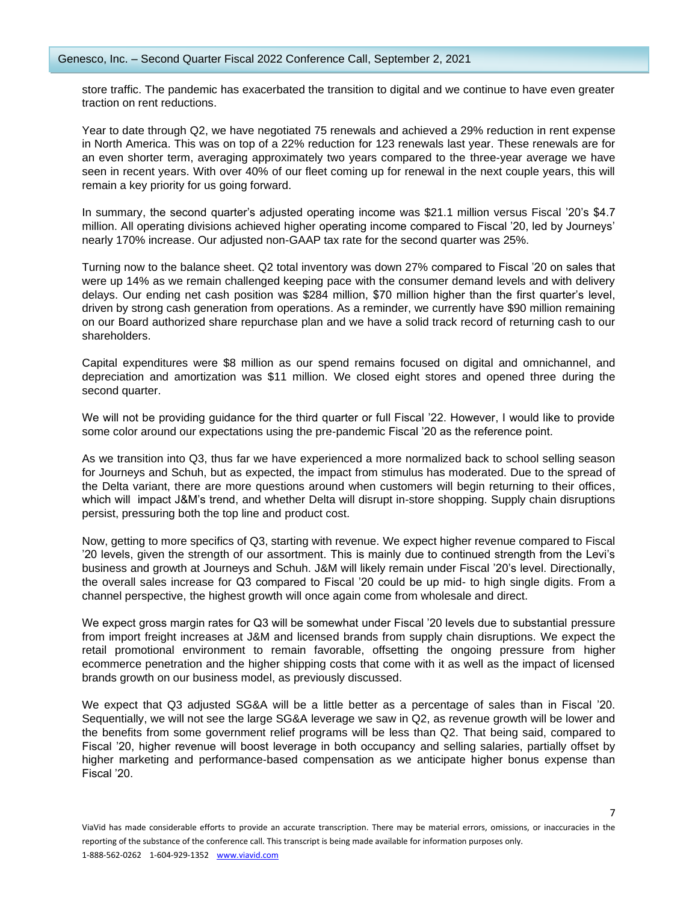store traffic. The pandemic has exacerbated the transition to digital and we continue to have even greater traction on rent reductions.

Year to date through Q2, we have negotiated 75 renewals and achieved a 29% reduction in rent expense in North America. This was on top of a 22% reduction for 123 renewals last year. These renewals are for an even shorter term, averaging approximately two years compared to the three-year average we have seen in recent years. With over 40% of our fleet coming up for renewal in the next couple years, this will remain a key priority for us going forward.

In summary, the second quarter's adjusted operating income was $21.1 million versus Fiscal '20's $4.7 million. All operating divisions achieved higher operating income compared to Fiscal '20, led by Journeys' nearly 170% increase. Our adjusted non-GAAP tax rate for the second quarter was 25%.

Turning now to the balance sheet. Q2 total inventory was down 27% compared to Fiscal '20 on sales that were up 14% as we remain challenged keeping pace with the consumer demand levels and with delivery delays. Our ending net cash position was $284 million, $70 million higher than the first quarter's level, driven by strong cash generation from operations. As a reminder, we currently have $90 million remaining on our Board authorized share repurchase plan and we have a solid track record of returning cash to our shareholders.

Capital expenditures were $8 million as our spend remains focused on digital and omnichannel, and depreciation and amortization was $11 million. We closed eight stores and opened three during the second quarter.

We will not be providing guidance for the third quarter or full Fiscal '22. However, I would like to provide some color around our expectations using the pre-pandemic Fiscal '20 as the reference point.

As we transition into Q3, thus far we have experienced a more normalized back to school selling season for Journeys and Schuh, but as expected, the impact from stimulus has moderated. Due to the spread of the Delta variant, there are more questions around when customers will begin returning to their offices, which will impact J&M's trend, and whether Delta will disrupt in-store shopping. Supply chain disruptions persist, pressuring both the top line and product cost.

Now, getting to more specifics of Q3, starting with revenue. We expect higher revenue compared to Fiscal '20 levels, given the strength of our assortment. This is mainly due to continued strength from the Levi's business and growth at Journeys and Schuh. J&M will likely remain under Fiscal '20's level. Directionally, the overall sales increase for Q3 compared to Fiscal '20 could be up mid- to high single digits. From a channel perspective, the highest growth will once again come from wholesale and direct.

We expect gross margin rates for Q3 will be somewhat under Fiscal '20 levels due to substantial pressure from import freight increases at J&M and licensed brands from supply chain disruptions. We expect the retail promotional environment to remain favorable, offsetting the ongoing pressure from higher ecommerce penetration and the higher shipping costs that come with it as well as the impact of licensed brands growth on our business model, as previously discussed.

We expect that Q3 adjusted SG&A will be a little better as a percentage of sales than in Fiscal '20. Sequentially, we will not see the large SG&A leverage we saw in Q2, as revenue growth will be lower and the benefits from some government relief programs will be less than Q2. That being said, compared to Fiscal '20, higher revenue will boost leverage in both occupancy and selling salaries, partially offset by higher marketing and performance-based compensation as we anticipate higher bonus expense than Fiscal '20.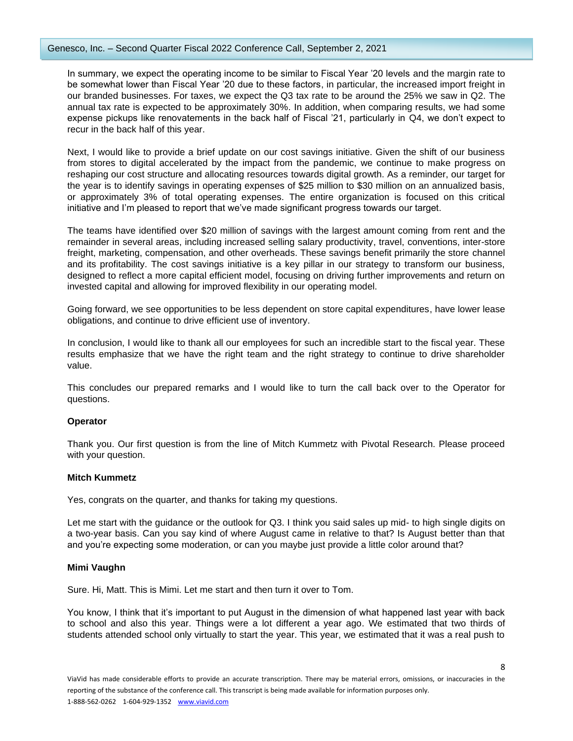In summary, we expect the operating income to be similar to Fiscal Year '20 levels and the margin rate to be somewhat lower than Fiscal Year '20 due to these factors, in particular, the increased import freight in our branded businesses. For taxes, we expect the Q3 tax rate to be around the 25% we saw in Q2. The annual tax rate is expected to be approximately 30%. In addition, when comparing results, we had some expense pickups like renovatements in the back half of Fiscal '21, particularly in Q4, we don't expect to recur in the back half of this year.

Next, I would like to provide a brief update on our cost savings initiative. Given the shift of our business from stores to digital accelerated by the impact from the pandemic, we continue to make progress on reshaping our cost structure and allocating resources towards digital growth. As a reminder, our target for the year is to identify savings in operating expenses of $25 million to $30 million on an annualized basis, or approximately 3% of total operating expenses. The entire organization is focused on this critical initiative and I'm pleased to report that we've made significant progress towards our target.

The teams have identified over $20 million of savings with the largest amount coming from rent and the remainder in several areas, including increased selling salary productivity, travel, conventions, inter-store freight, marketing, compensation, and other overheads. These savings benefit primarily the store channel and its profitability. The cost savings initiative is a key pillar in our strategy to transform our business, designed to reflect a more capital efficient model, focusing on driving further improvements and return on invested capital and allowing for improved flexibility in our operating model.

Going forward, we see opportunities to be less dependent on store capital expenditures, have lower lease obligations, and continue to drive efficient use of inventory.

In conclusion, I would like to thank all our employees for such an incredible start to the fiscal year. These results emphasize that we have the right team and the right strategy to continue to drive shareholder value.

This concludes our prepared remarks and I would like to turn the call back over to the Operator for questions.

**Operator**

Thank you. Our first question is from the line of Mitch Kummetz with Pivotal Research. Please proceed with your question.

**Mitch Kummetz**

Yes, congrats on the quarter, and thanks for taking my questions.

Let me start with the guidance or the outlook for Q3. I think you said sales up mid- to high single digits on a two-year basis. Can you say kind of where August came in relative to that? Is August better than that and you're expecting some moderation, or can you maybe just provide a little color around that?

**Mimi Vaughn**

Sure. Hi, Matt. This is Mimi. Let me start and then turn it over to Tom.

You know, I think that it's important to put August in the dimension of what happened last year with back to school and also this year. Things were a lot different a year ago. We estimated that two thirds of students attended school only virtually to start the year. This year, we estimated that it was a real push to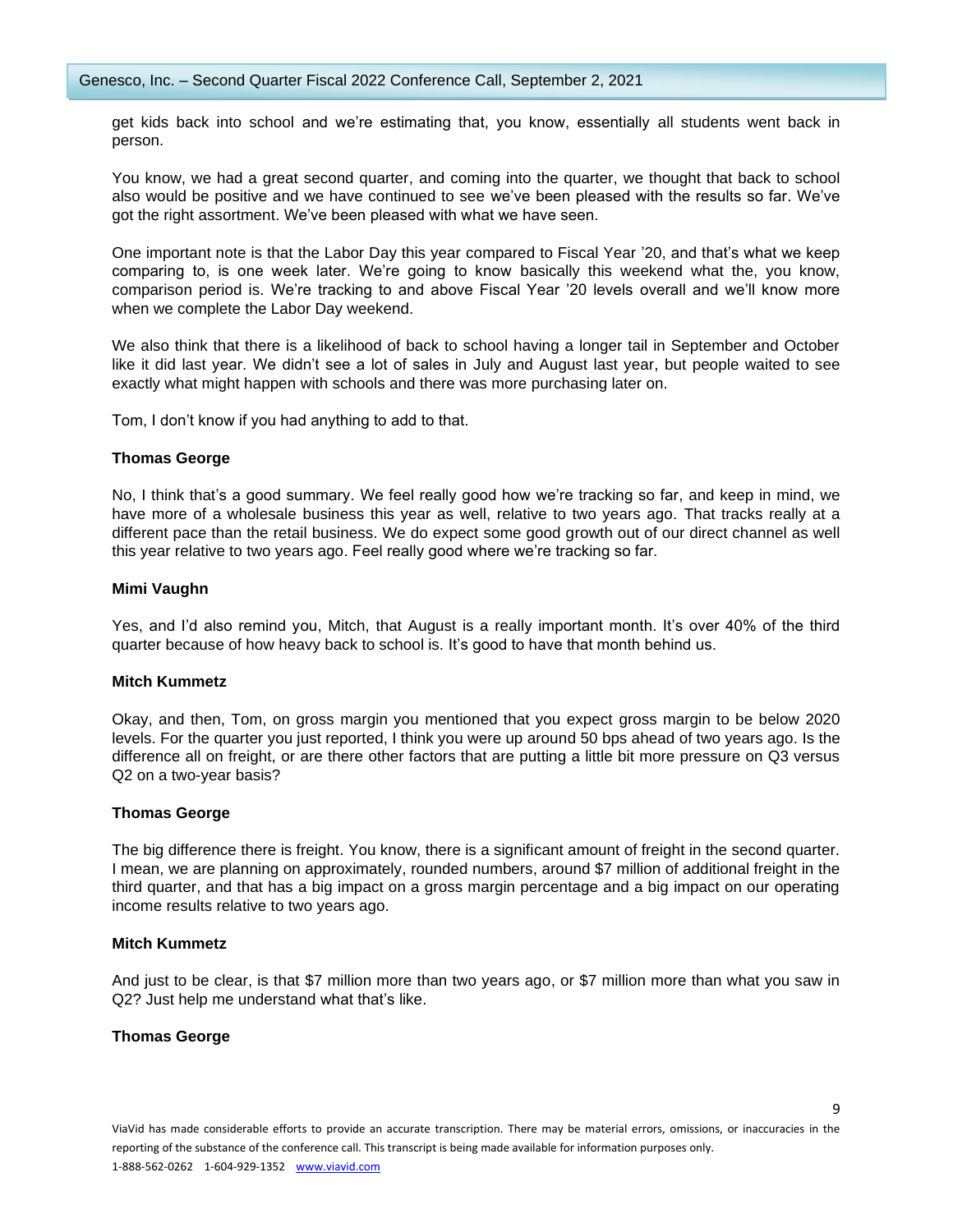get kids back into school and we're estimating that, you know, essentially all students went back in person.

You know, we had a great second quarter, and coming into the quarter, we thought that back to school also would be positive and we have continued to see we've been pleased with the results so far. We've got the right assortment. We've been pleased with what we have seen.

One important note is that the Labor Day this year compared to Fiscal Year '20, and that's what we keep comparing to, is one week later. We're going to know basically this weekend what the, you know, comparison period is. We're tracking to and above Fiscal Year '20 levels overall and we'll know more when we complete the Labor Day weekend.

We also think that there is a likelihood of back to school having a longer tail in September and October like it did last year. We didn't see a lot of sales in July and August last year, but people waited to see exactly what might happen with schools and there was more purchasing later on.

Tom, I don't know if you had anything to add to that.

**Thomas George**

No, I think that's a good summary. We feel really good how we're tracking so far, and keep in mind, we have more of a wholesale business this year as well, relative to two years ago. That tracks really at a different pace than the retail business. We do expect some good growth out of our direct channel as well this year relative to two years ago. Feel really good where we're tracking so far.

**Mimi Vaughn**

Yes, and I'd also remind you, Mitch, that August is a really important month. It's over 40% of the third quarter because of how heavy back to school is. It's good to have that month behind us.

**Mitch Kummetz**

Okay, and then, Tom, on gross margin you mentioned that you expect gross margin to be below 2020 levels. For the quarter you just reported, I think you were up around 50 bps ahead of two years ago. Is the difference all on freight, or are there other factors that are putting a little bit more pressure on Q3 versus Q2 on a two-year basis?

**Thomas George**

The big difference there is freight. You know, there is a significant amount of freight in the second quarter. I mean, we are planning on approximately, rounded numbers, around $7 million of additional freight in the third quarter, and that has a big impact on a gross margin percentage and a big impact on our operating income results relative to two years ago.

**Mitch Kummetz**

And just to be clear, is that $7 million more than two years ago, or $7 million more than what you saw in Q2? Just help me understand what that's like.

**Thomas George**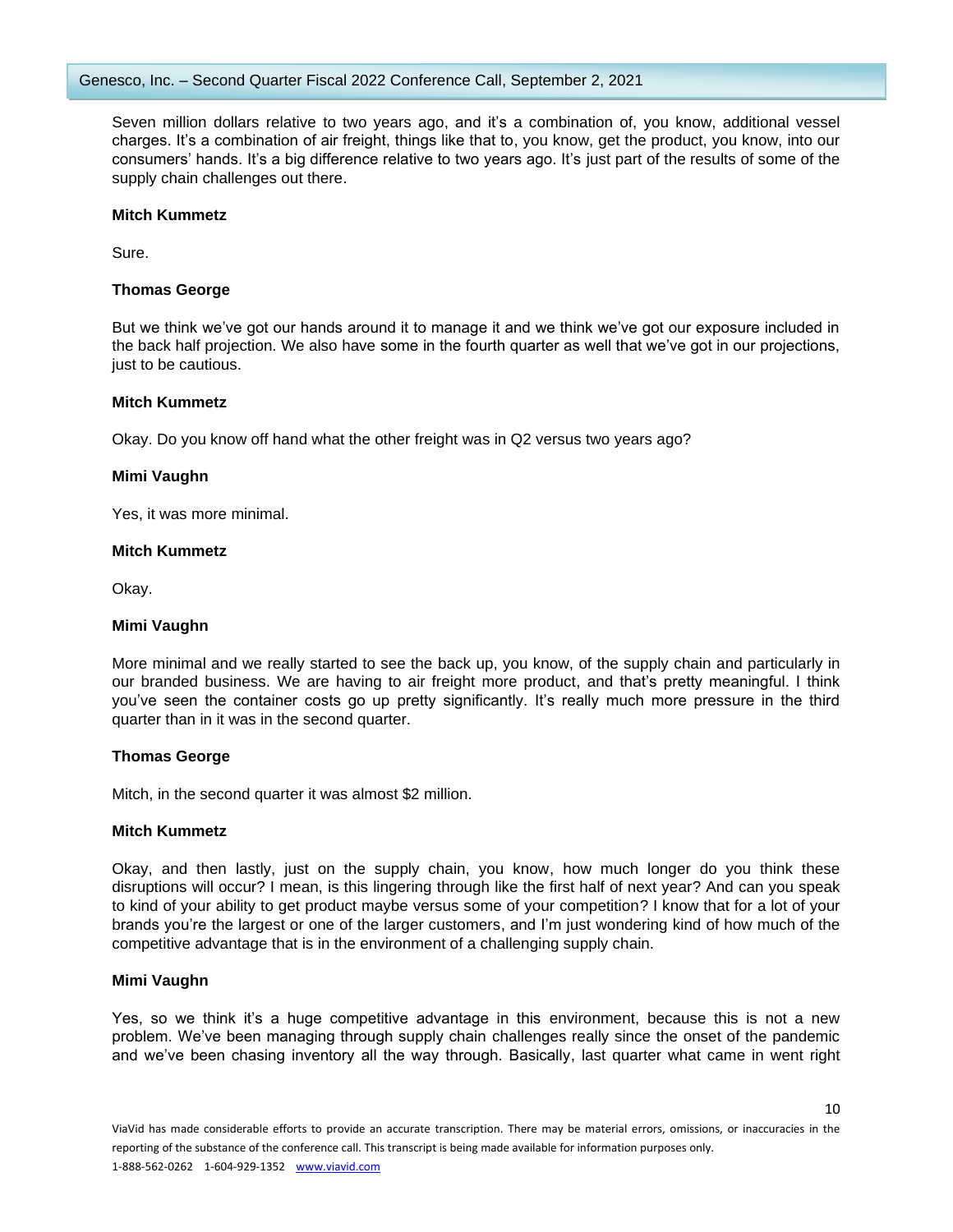Seven million dollars relative to two years ago, and it's a combination of, you know, additional vessel charges. It's a combination of air freight, things like that to, you know, get the product, you know, into our consumers' hands. It's a big difference relative to two years ago. It's just part of the results of some of the supply chain challenges out there.

**Mitch Kummetz**

Sure.

**Thomas George**

But we think we've got our hands around it to manage it and we think we've got our exposure included in the back half projection. We also have some in the fourth quarter as well that we've got in our projections, just to be cautious.

**Mitch Kummetz**

Okay. Do you know off hand what the other freight was in Q2 versus two years ago?

**Mimi Vaughn**

Yes, it was more minimal.

**Mitch Kummetz**

Okay.

**Mimi Vaughn**

More minimal and we really started to see the back up, you know, of the supply chain and particularly in our branded business. We are having to air freight more product, and that's pretty meaningful. I think you've seen the container costs go up pretty significantly. It's really much more pressure in the third quarter than in it was in the second quarter.

**Thomas George**

Mitch, in the second quarter it was almost $2 million.

**Mitch Kummetz**

Okay, and then lastly, just on the supply chain, you know, how much longer do you think these disruptions will occur? I mean, is this lingering through like the first half of next year? And can you speak to kind of your ability to get product maybe versus some of your competition? I know that for a lot of your brands you're the largest or one of the larger customers, and I'm just wondering kind of how much of the competitive advantage that is in the environment of a challenging supply chain.

**Mimi Vaughn**

Yes, so we think it's a huge competitive advantage in this environment, because this is not a new problem. We've been managing through supply chain challenges really since the onset of the pandemic and we've been chasing inventory all the way through. Basically, last quarter what came in went right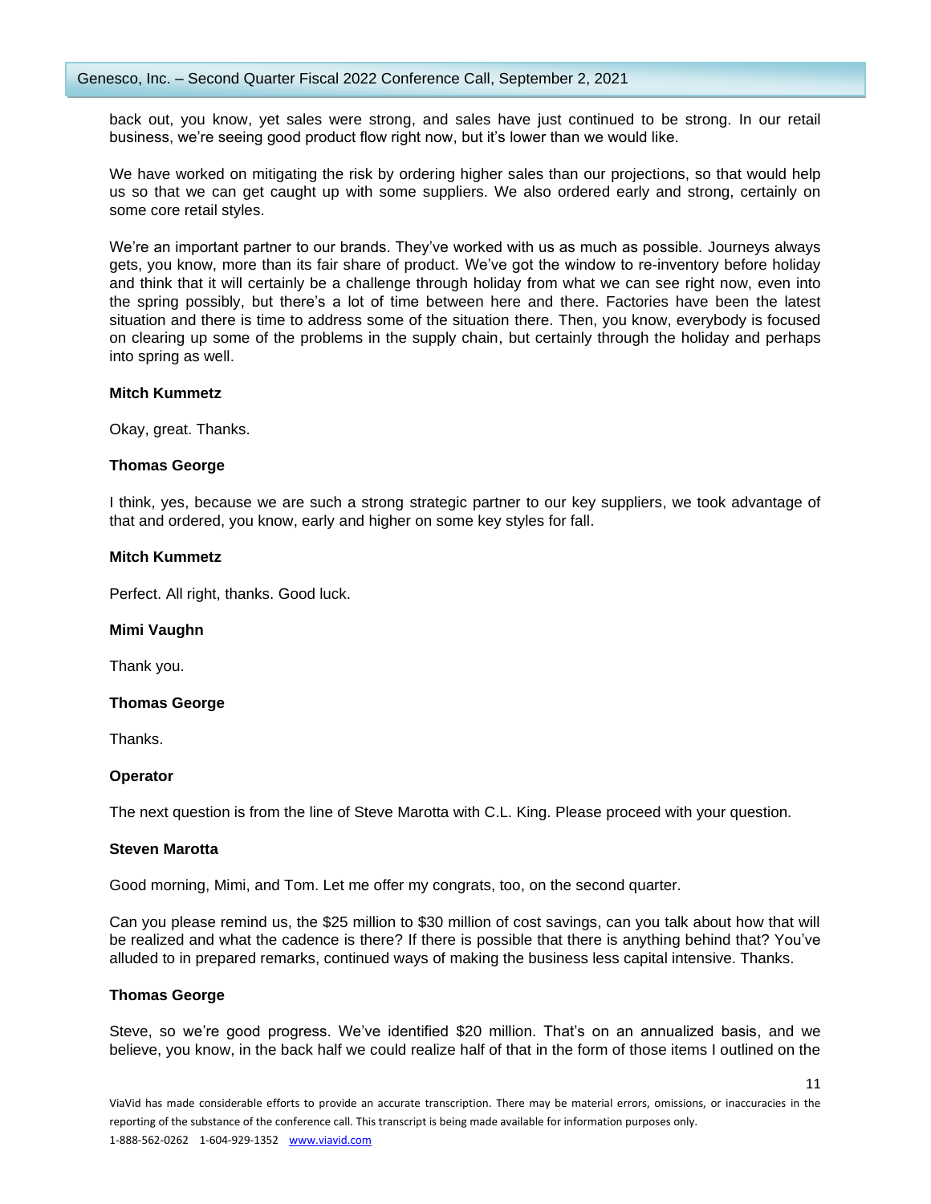back out, you know, yet sales were strong, and sales have just continued to be strong. In our retail business, we're seeing good product flow right now, but it's lower than we would like.

We have worked on mitigating the risk by ordering higher sales than our projections, so that would help us so that we can get caught up with some suppliers. We also ordered early and strong, certainly on some core retail styles.

We're an important partner to our brands. They've worked with us as much as possible. Journeys always gets, you know, more than its fair share of product. We've got the window to re-inventory before holiday and think that it will certainly be a challenge through holiday from what we can see right now, even into the spring possibly, but there's a lot of time between here and there. Factories have been the latest situation and there is time to address some of the situation there. Then, you know, everybody is focused on clearing up some of the problems in the supply chain, but certainly through the holiday and perhaps into spring as well.

**Mitch Kummetz**

Okay, great. Thanks.

**Thomas George**

I think, yes, because we are such a strong strategic partner to our key suppliers, we took advantage of that and ordered, you know, early and higher on some key styles for fall.

**Mitch Kummetz**

Perfect. All right, thanks. Good luck.

**Mimi Vaughn**

Thank you.

**Thomas George**

Thanks.

**Operator**

The next question is from the line of Steve Marotta with C.L. King. Please proceed with your question.

**Steven Marotta**

Good morning, Mimi, and Tom. Let me offer my congrats, too, on the second quarter.

Can you please remind us, the $25 million to $30 million of cost savings, can you talk about how that will be realized and what the cadence is there? If there is possible that there is anything behind that? You've alluded to in prepared remarks, continued ways of making the business less capital intensive. Thanks.

**Thomas George**

Steve, so we're good progress. We've identified $20 million. That's on an annualized basis, and we believe, you know, in the back half we could realize half of that in the form of those items I outlined on the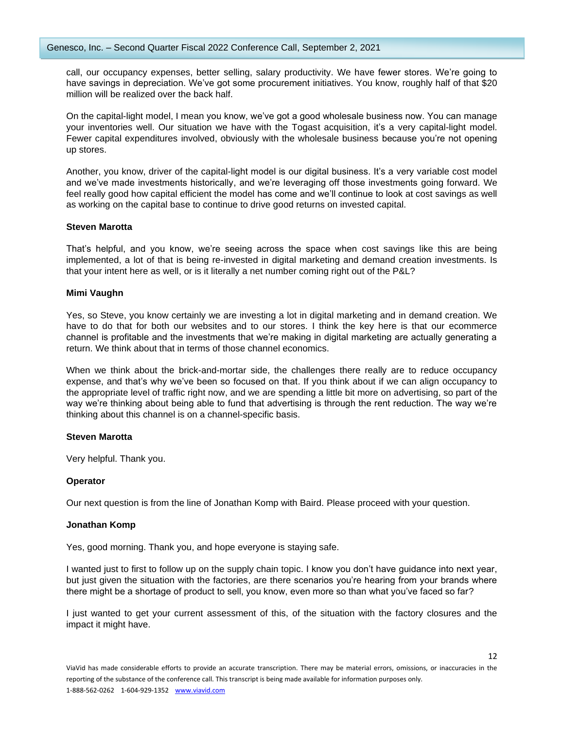call, our occupancy expenses, better selling, salary productivity. We have fewer stores. We're going to have savings in depreciation. We've got some procurement initiatives. You know, roughly half of that $20 million will be realized over the back half.

On the capital-light model, I mean you know, we've got a good wholesale business now. You can manage your inventories well. Our situation we have with the Togast acquisition, it's a very capital-light model. Fewer capital expenditures involved, obviously with the wholesale business because you're not opening up stores.

Another, you know, driver of the capital-light model is our digital business. It's a very variable cost model and we've made investments historically, and we're leveraging off those investments going forward. We feel really good how capital efficient the model has come and we'll continue to look at cost savings as well as working on the capital base to continue to drive good returns on invested capital.

**Steven Marotta**

That's helpful, and you know, we're seeing across the space when cost savings like this are being implemented, a lot of that is being re-invested in digital marketing and demand creation investments. Is that your intent here as well, or is it literally a net number coming right out of the P&L?

**Mimi Vaughn**

Yes, so Steve, you know certainly we are investing a lot in digital marketing and in demand creation. We have to do that for both our websites and to our stores. I think the key here is that our ecommerce channel is profitable and the investments that we're making in digital marketing are actually generating a return. We think about that in terms of those channel economics.

When we think about the brick-and-mortar side, the challenges there really are to reduce occupancy expense, and that's why we've been so focused on that. If you think about if we can align occupancy to the appropriate level of traffic right now, and we are spending a little bit more on advertising, so part of the way we're thinking about being able to fund that advertising is through the rent reduction. The way we're thinking about this channel is on a channel-specific basis.

**Steven Marotta**

Very helpful. Thank you.

**Operator**

Our next question is from the line of Jonathan Komp with Baird. Please proceed with your question.

**Jonathan Komp**

Yes, good morning. Thank you, and hope everyone is staying safe.

I wanted just to first to follow up on the supply chain topic. I know you don't have guidance into next year, but just given the situation with the factories, are there scenarios you're hearing from your brands where there might be a shortage of product to sell, you know, even more so than what you've faced so far?

I just wanted to get your current assessment of this, of the situation with the factory closures and the impact it might have.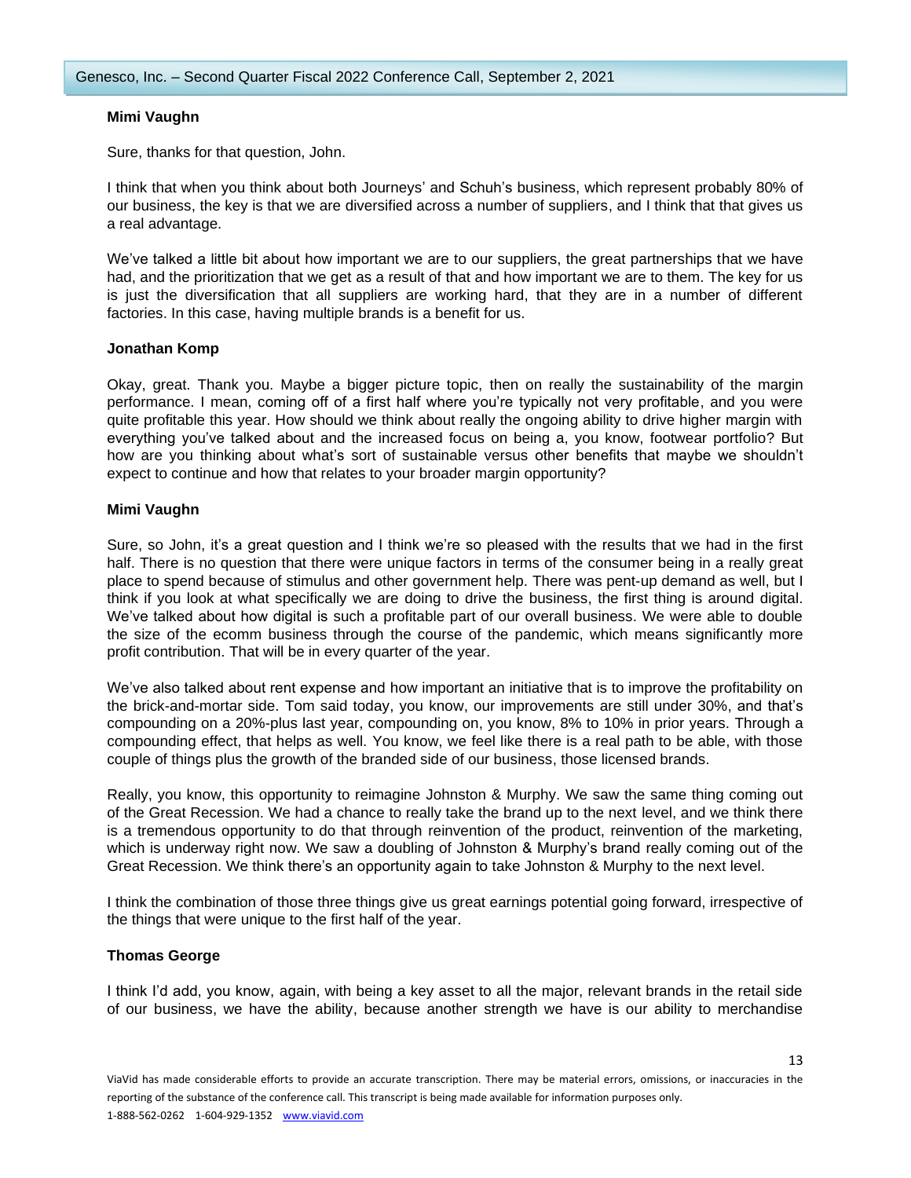**Mimi Vaughn**

Sure, thanks for that question, John.

I think that when you think about both Journeys' and Schuh's business, which represent probably 80% of our business, the key is that we are diversified across a number of suppliers, and I think that that gives us a real advantage.

We've talked a little bit about how important we are to our suppliers, the great partnerships that we have had, and the prioritization that we get as a result of that and how important we are to them. The key for us is just the diversification that all suppliers are working hard, that they are in a number of different factories. In this case, having multiple brands is a benefit for us.

**Jonathan Komp**

Okay, great. Thank you. Maybe a bigger picture topic, then on really the sustainability of the margin performance. I mean, coming off of a first half where you're typically not very profitable, and you were quite profitable this year. How should we think about really the ongoing ability to drive higher margin with everything you've talked about and the increased focus on being a, you know, footwear portfolio? But how are you thinking about what's sort of sustainable versus other benefits that maybe we shouldn't expect to continue and how that relates to your broader margin opportunity?

**Mimi Vaughn**

Sure, so John, it's a great question and I think we're so pleased with the results that we had in the first half. There is no question that there were unique factors in terms of the consumer being in a really great place to spend because of stimulus and other government help. There was pent-up demand as well, but I think if you look at what specifically we are doing to drive the business, the first thing is around digital. We've talked about how digital is such a profitable part of our overall business. We were able to double the size of the ecomm business through the course of the pandemic, which means significantly more profit contribution. That will be in every quarter of the year.

We've also talked about rent expense and how important an initiative that is to improve the profitability on the brick-and-mortar side. Tom said today, you know, our improvements are still under 30%, and that's compounding on a 20%-plus last year, compounding on, you know, 8% to 10% in prior years. Through a compounding effect, that helps as well. You know, we feel like there is a real path to be able, with those couple of things plus the growth of the branded side of our business, those licensed brands.

Really, you know, this opportunity to reimagine Johnston & Murphy. We saw the same thing coming out of the Great Recession. We had a chance to really take the brand up to the next level, and we think there is a tremendous opportunity to do that through reinvention of the product, reinvention of the marketing, which is underway right now. We saw a doubling of Johnston & Murphy's brand really coming out of the Great Recession. We think there's an opportunity again to take Johnston & Murphy to the next level.

I think the combination of those three things give us great earnings potential going forward, irrespective of the things that were unique to the first half of the year.

**Thomas George**

I think I'd add, you know, again, with being a key asset to all the major, relevant brands in the retail side of our business, we have the ability, because another strength we have is our ability to merchandise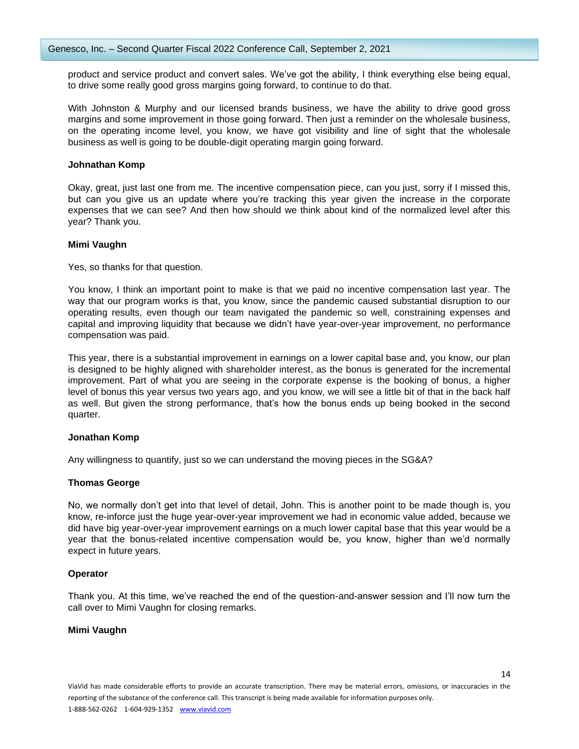product and service product and convert sales. We've got the ability, I think everything else being equal, to drive some really good gross margins going forward, to continue to do that.

With Johnston & Murphy and our licensed brands business, we have the ability to drive good gross margins and some improvement in those going forward. Then just a reminder on the wholesale business, on the operating income level, you know, we have got visibility and line of sight that the wholesale business as well is going to be double-digit operating margin going forward.

**Johnathan Komp**

Okay, great, just last one from me. The incentive compensation piece, can you just, sorry if I missed this, but can you give us an update where you're tracking this year given the increase in the corporate expenses that we can see? And then how should we think about kind of the normalized level after this year? Thank you.

**Mimi Vaughn**

Yes, so thanks for that question.

You know, I think an important point to make is that we paid no incentive compensation last year. The way that our program works is that, you know, since the pandemic caused substantial disruption to our operating results, even though our team navigated the pandemic so well, constraining expenses and capital and improving liquidity that because we didn't have year-over-year improvement, no performance compensation was paid.

This year, there is a substantial improvement in earnings on a lower capital base and, you know, our plan is designed to be highly aligned with shareholder interest, as the bonus is generated for the incremental improvement. Part of what you are seeing in the corporate expense is the booking of bonus, a higher level of bonus this year versus two years ago, and you know, we will see a little bit of that in the back half as well. But given the strong performance, that's how the bonus ends up being booked in the second quarter.

**Jonathan Komp**

Any willingness to quantify, just so we can understand the moving pieces in the SG&A?

**Thomas George**

No, we normally don't get into that level of detail, John. This is another point to be made though is, you know, re-inforce just the huge year-over-year improvement we had in economic value added, because we did have big year-over-year improvement earnings on a much lower capital base that this year would be a year that the bonus-related incentive compensation would be, you know, higher than we'd normally expect in future years.

**Operator**

Thank you. At this time, we've reached the end of the question-and-answer session and I'll now turn the call over to Mimi Vaughn for closing remarks.

**Mimi Vaughn**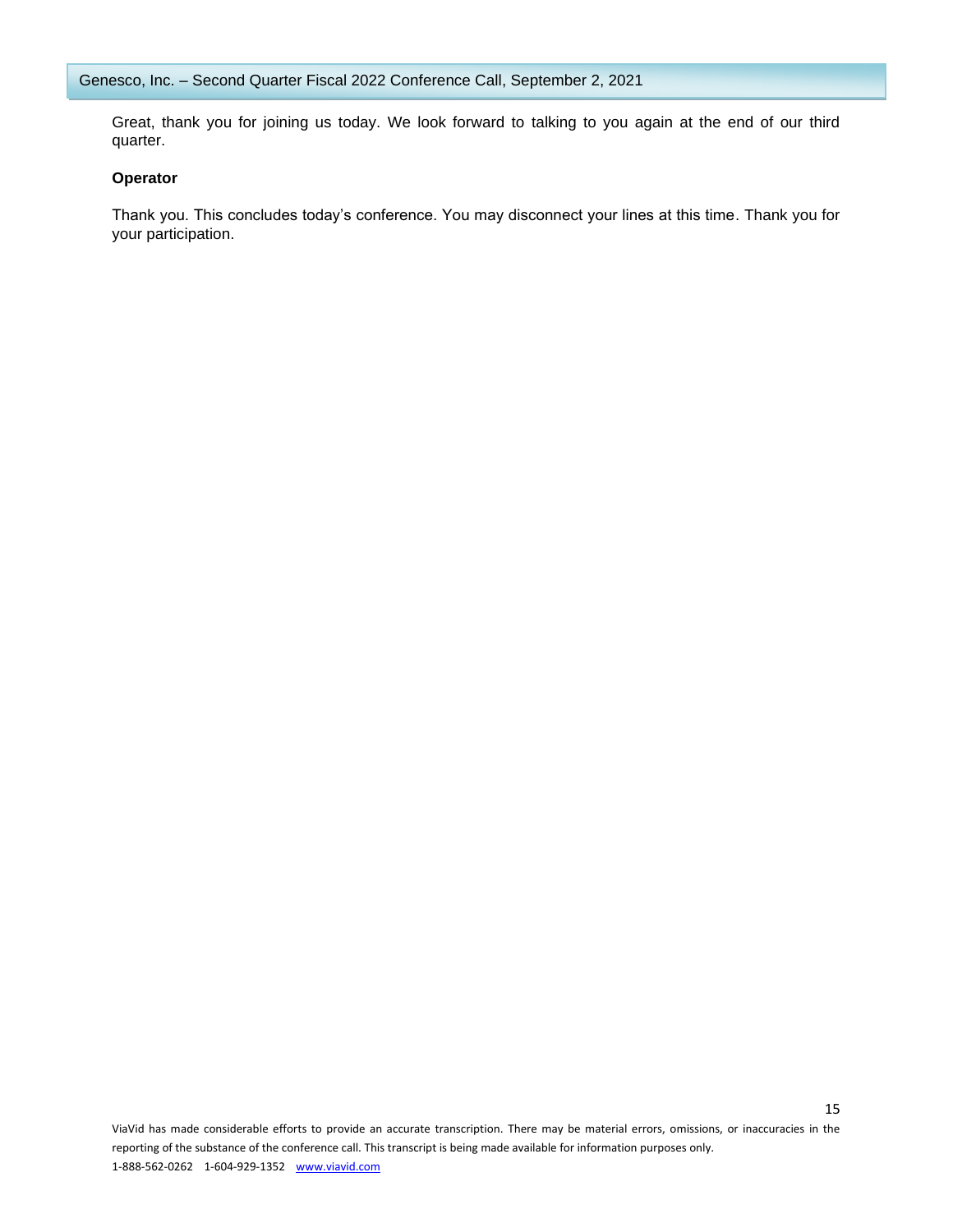Great, thank you for joining us today. We look forward to talking to you again at the end of our third quarter.

**Operator**

Thank you. This concludes today's conference. You may disconnect your lines at this time. Thank you for your participation.